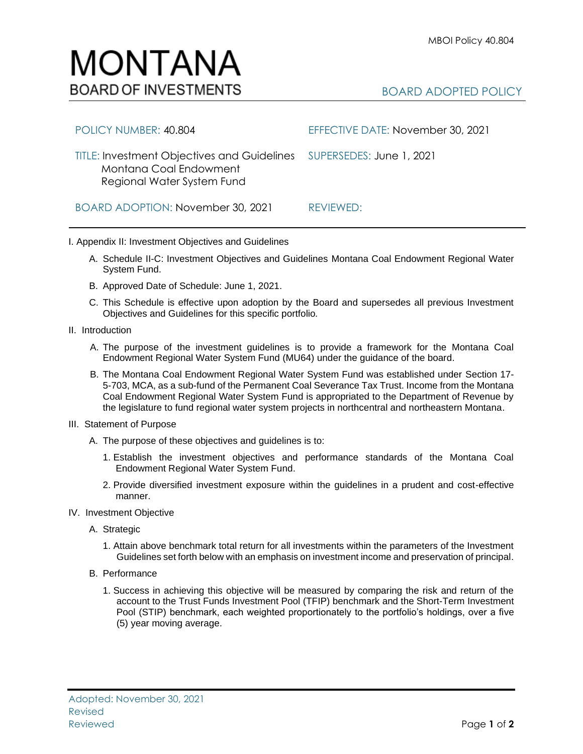MBOI Policy 40.804

# MONTANA
## BOARD OF INVESTMENTS

BOARD ADOPTED POLICY

| | |
|---|---|
| POLICY NUMBER: 40.804 | EFFECTIVE DATE: November 30, 2021 |
| TITLE: Investment Objectives and Guidelines Montana Coal Endowment Regional Water System Fund | SUPERSEDES: June 1, 2021 |
| BOARD ADOPTION: November 30, 2021 | REVIEWED: |

I. Appendix II: Investment Objectives and Guidelines

A. Schedule II-C: Investment Objectives and Guidelines Montana Coal Endowment Regional Water System Fund.

B. Approved Date of Schedule: June 1, 2021.

C. This Schedule is effective upon adoption by the Board and supersedes all previous Investment Objectives and Guidelines for this specific portfolio.

II. Introduction

A. The purpose of the investment guidelines is to provide a framework for the Montana Coal Endowment Regional Water System Fund (MU64) under the guidance of the board.

B. The Montana Coal Endowment Regional Water System Fund was established under Section 17-5-703, MCA, as a sub-fund of the Permanent Coal Severance Tax Trust. Income from the Montana Coal Endowment Regional Water System Fund is appropriated to the Department of Revenue by the legislature to fund regional water system projects in northcentral and northeastern Montana.

III. Statement of Purpose

A. The purpose of these objectives and guidelines is to:

1. Establish the investment objectives and performance standards of the Montana Coal Endowment Regional Water System Fund.

2. Provide diversified investment exposure within the guidelines in a prudent and cost-effective manner.

IV. Investment Objective

A. Strategic

1. Attain above benchmark total return for all investments within the parameters of the Investment Guidelines set forth below with an emphasis on investment income and preservation of principal.

B. Performance

1. Success in achieving this objective will be measured by comparing the risk and return of the account to the Trust Funds Investment Pool (TFIP) benchmark and the Short-Term Investment Pool (STIP) benchmark, each weighted proportionately to the portfolio's holdings, over a five (5) year moving average.

Adopted: November 30, 2021
Revised
Reviewed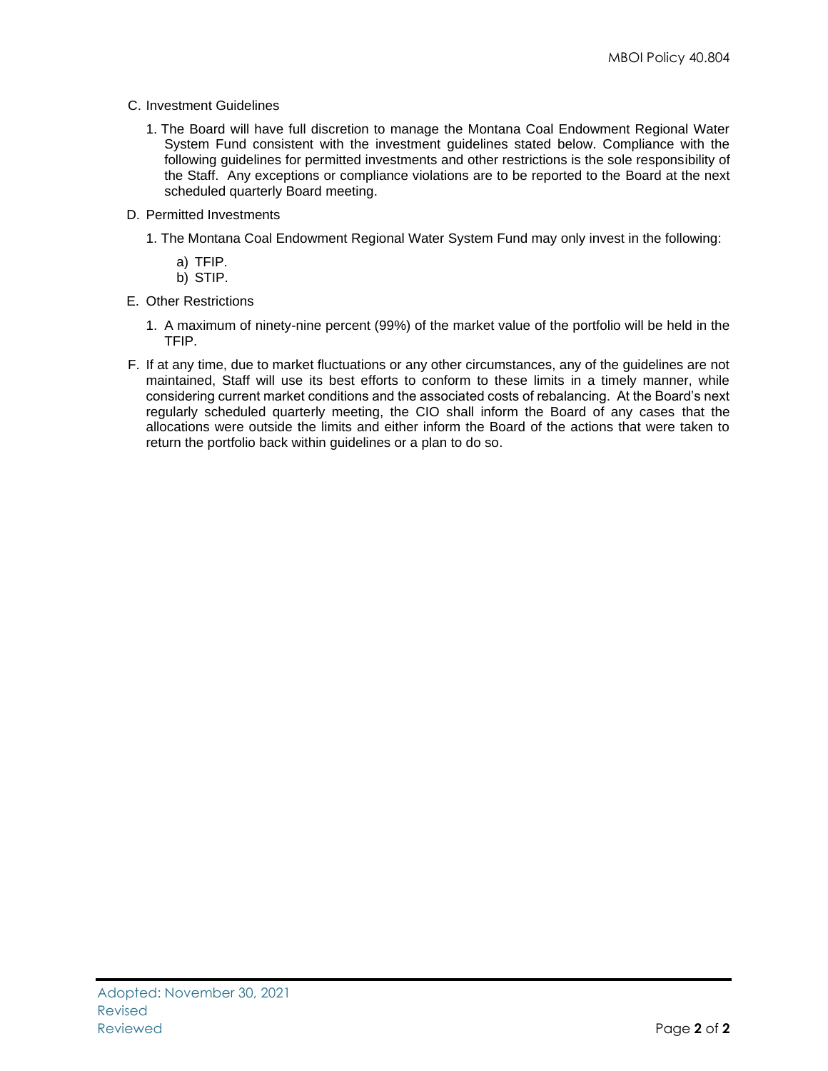C. Investment Guidelines

1. The Board will have full discretion to manage the Montana Coal Endowment Regional Water System Fund consistent with the investment guidelines stated below. Compliance with the following guidelines for permitted investments and other restrictions is the sole responsibility of the Staff. Any exceptions or compliance violations are to be reported to the Board at the next scheduled quarterly Board meeting.

D. Permitted Investments

1. The Montana Coal Endowment Regional Water System Fund may only invest in the following:

   a) TFIP.
   b) STIP.

E. Other Restrictions

1. A maximum of ninety-nine percent (99%) of the market value of the portfolio will be held in the TFIP.

F. If at any time, due to market fluctuations or any other circumstances, any of the guidelines are not maintained, Staff will use its best efforts to conform to these limits in a timely manner, while considering current market conditions and the associated costs of rebalancing. At the Board's next regularly scheduled quarterly meeting, the CIO shall inform the Board of any cases that the allocations were outside the limits and either inform the Board of the actions that were taken to return the portfolio back within guidelines or a plan to do so.

Adopted: November 30, 2021
Revised
Reviewed